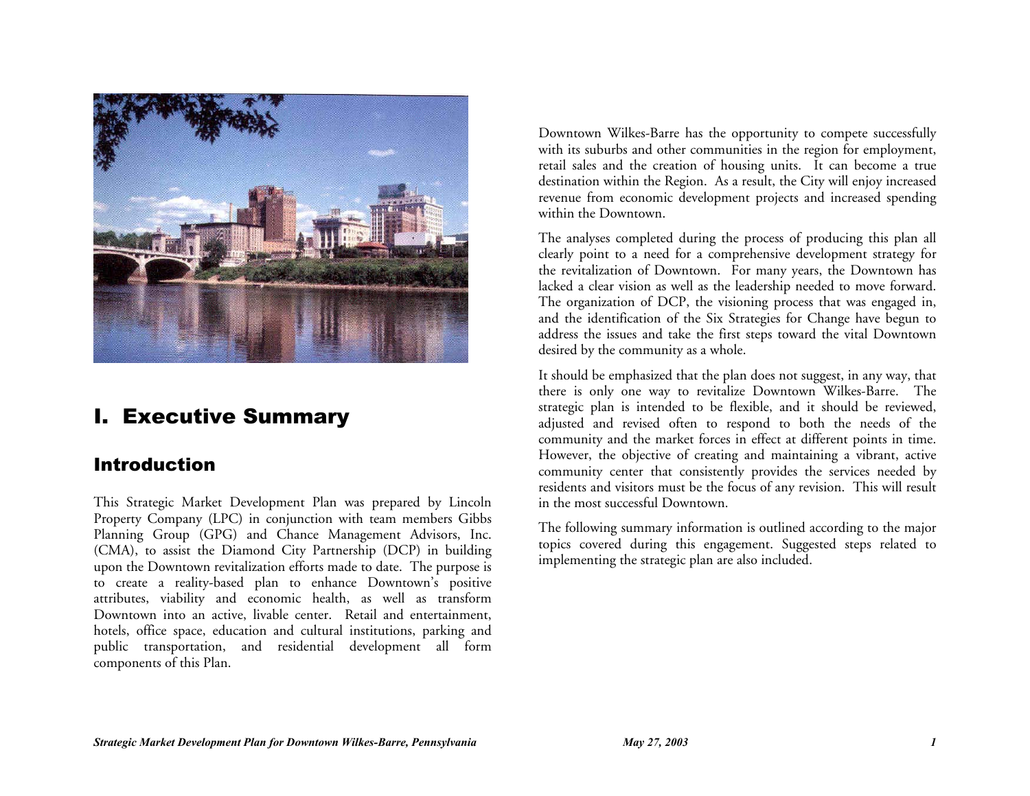# I. Executive Summary

## Introduction

This Strategic Market Development Plan was prepared by Lincoln Property Company (LPC) in conjunction with team members Gibbs Planning Group (GPG) and Chance Management Advisors, Inc. (CMA), to assist the Diamond City Partnership (DCP) in building upon the Downtown revitalization efforts made to date. The purpose is to create a reality-based plan to enhance Downtown's positive attributes, viability and economic health, as well as transform Downtown into an active, livable center. Retail and entertainment, hotels, office space, education and cultural institutions, parking and public transportation, and residential development all form components of this Plan.

Downtown Wilkes-Barre has the opportunity to compete successfully with its suburbs and other communities in the region for employment, retail sales and the creation of housing units. It can become a true destination within the Region. As a result, the City will enjoy increased revenue from economic development projects and increased spending within the Downtown.

The analyses completed during the process of producing this plan all clearly point to a need for a comprehensive development strategy for the revitalization of Downtown. For many years, the Downtown has lacked a clear vision as well as the leadership needed to move forward. The organization of DCP, the visioning process that was engaged in, and the identification of the Six Strategies for Change have begun to address the issues and take the first steps toward the vital Downtown desired by the community as a whole.

It should be emphasized that the plan does not suggest, in any way, that there is only one way to revitalize Downtown Wilkes-Barre. The strategic plan is intended to be flexible, and it should be reviewed, adjusted and revised often to respond to both the needs of the community and the market forces in effect at different points in time. However, the objective of creating and maintaining a vibrant, active community center that consistently provides the services needed by residents and visitors must be the focus of any revision. This will result in the most successful Downtown.

The following summary information is outlined according to the major topics covered during this engagement. Suggested steps related to implementing the strategic plan are also included.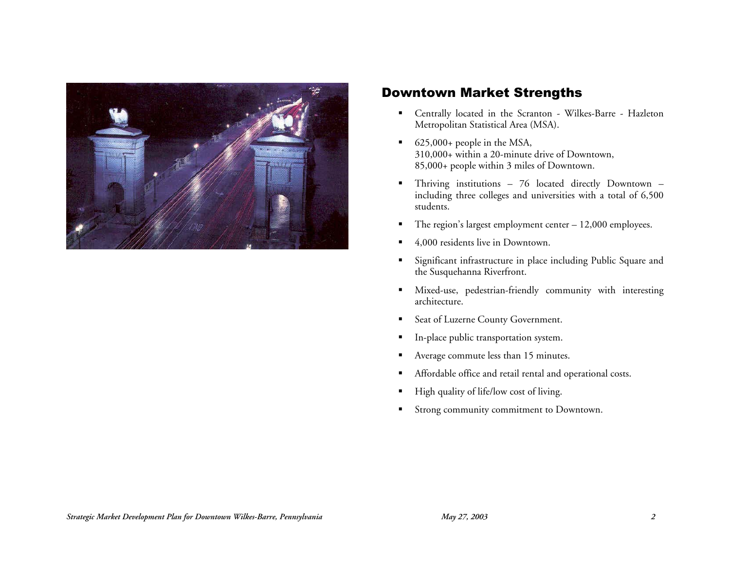## Downtown Market Strengths

- Centrally located in the Scranton - Wilkes-Barre - Hazleton Metropolitan Statistical Area (MSA).
- 625,000+ people in the MSA,
  310,000+ within a 20-minute drive of Downtown,
  85,000+ people within 3 miles of Downtown.
- Thriving institutions – 76 located directly Downtown – including three colleges and universities with a total of 6,500 students.
- The region's largest employment center – 12,000 employees.
- 4,000 residents live in Downtown.
- Significant infrastructure in place including Public Square and the Susquehanna Riverfront.
- Mixed-use, pedestrian-friendly community with interesting architecture.
- Seat of Luzerne County Government.
- In-place public transportation system.
- Average commute less than 15 minutes.
- Affordable office and retail rental and operational costs.
- High quality of life/low cost of living.
- Strong community commitment to Downtown.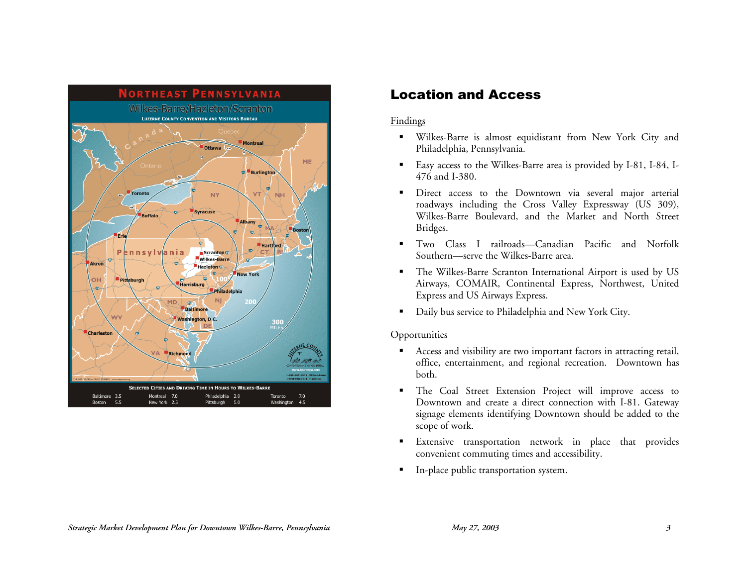## Location and Access

Findings

- Wilkes-Barre is almost equidistant from New York City and Philadelphia, Pennsylvania.
- Easy access to the Wilkes-Barre area is provided by I-81, I-84, I-476 and I-380.
- Direct access to the Downtown via several major arterial roadways including the Cross Valley Expressway (US 309), Wilkes-Barre Boulevard, and the Market and North Street Bridges.
- Two Class I railroads—Canadian Pacific and Norfolk Southern—serve the Wilkes-Barre area.
- The Wilkes-Barre Scranton International Airport is used by US Airways, COMAIR, Continental Express, Northwest, United Express and US Airways Express.
- Daily bus service to Philadelphia and New York City.

Opportunities

- Access and visibility are two important factors in attracting retail, office, entertainment, and regional recreation. Downtown has both.
- The Coal Street Extension Project will improve access to Downtown and create a direct connection with I-81. Gateway signage elements identifying Downtown should be added to the scope of work.
- Extensive transportation network in place that provides convenient commuting times and accessibility.
- In-place public transportation system.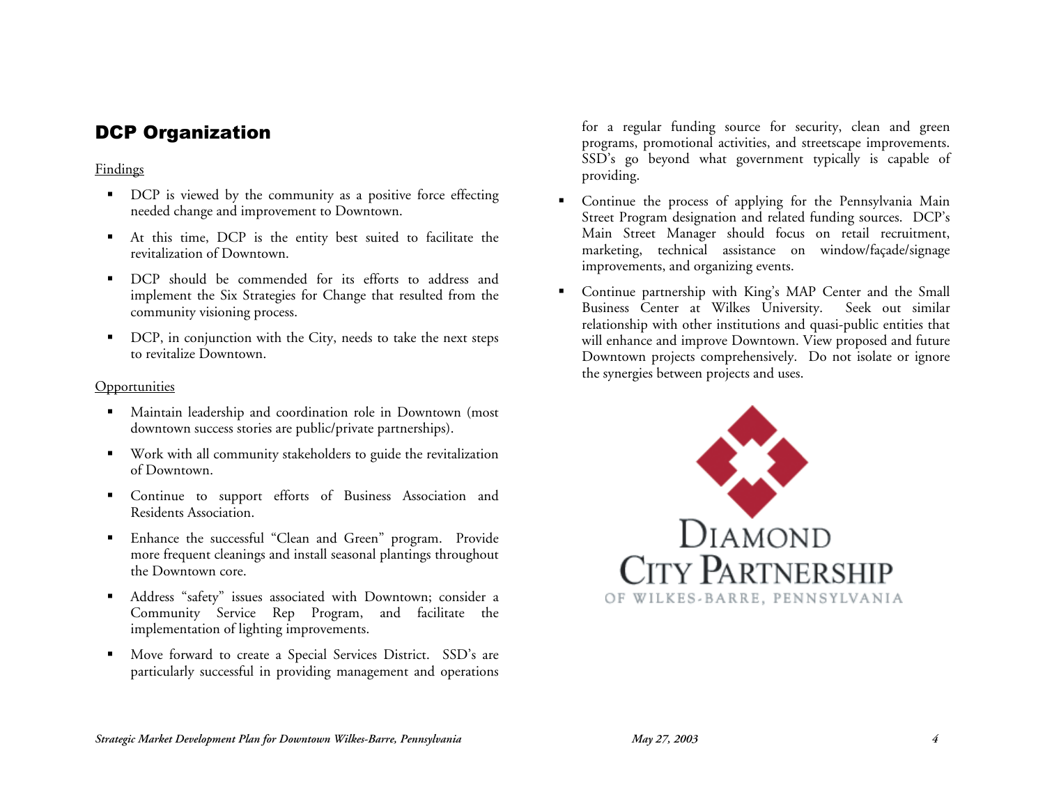## DCP Organization

Findings

- DCP is viewed by the community as a positive force effecting needed change and improvement to Downtown.
- At this time, DCP is the entity best suited to facilitate the revitalization of Downtown.
- DCP should be commended for its efforts to address and implement the Six Strategies for Change that resulted from the community visioning process.
- DCP, in conjunction with the City, needs to take the next steps to revitalize Downtown.

Opportunities

- Maintain leadership and coordination role in Downtown (most downtown success stories are public/private partnerships).
- Work with all community stakeholders to guide the revitalization of Downtown.
- Continue to support efforts of Business Association and Residents Association.
- Enhance the successful "Clean and Green" program. Provide more frequent cleanings and install seasonal plantings throughout the Downtown core.
- Address "safety" issues associated with Downtown; consider a Community Service Rep Program, and facilitate the implementation of lighting improvements.
- Move forward to create a Special Services District. SSD's are particularly successful in providing management and operations for a regular funding source for security, clean and green programs, promotional activities, and streetscape improvements. SSD's go beyond what government typically is capable of providing.
- Continue the process of applying for the Pennsylvania Main Street Program designation and related funding sources. DCP's Main Street Manager should focus on retail recruitment, marketing, technical assistance on window/façade/signage improvements, and organizing events.
- Continue partnership with King's MAP Center and the Small Business Center at Wilkes University. Seek out similar relationship with other institutions and quasi-public entities that will enhance and improve Downtown. View proposed and future Downtown projects comprehensively. Do not isolate or ignore the synergies between projects and uses.

Diamond City Partnership of Wilkes-Barre, Pennsylvania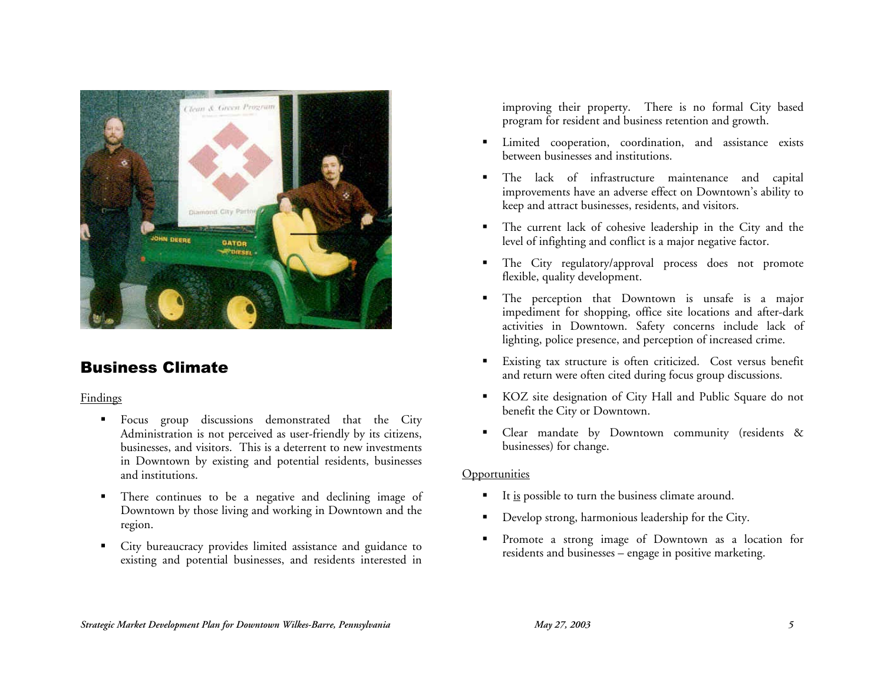## Business Climate

Findings

- Focus group discussions demonstrated that the City Administration is not perceived as user-friendly by its citizens, businesses, and visitors. This is a deterrent to new investments in Downtown by existing and potential residents, businesses and institutions.
- There continues to be a negative and declining image of Downtown by those living and working in Downtown and the region.
- City bureaucracy provides limited assistance and guidance to existing and potential businesses, and residents interested in improving their property. There is no formal City based program for resident and business retention and growth.
- Limited cooperation, coordination, and assistance exists between businesses and institutions.
- The lack of infrastructure maintenance and capital improvements have an adverse effect on Downtown's ability to keep and attract businesses, residents, and visitors.
- The current lack of cohesive leadership in the City and the level of infighting and conflict is a major negative factor.
- The City regulatory/approval process does not promote flexible, quality development.
- The perception that Downtown is unsafe is a major impediment for shopping, office site locations and after-dark activities in Downtown. Safety concerns include lack of lighting, police presence, and perception of increased crime.
- Existing tax structure is often criticized. Cost versus benefit and return were often cited during focus group discussions.
- KOZ site designation of City Hall and Public Square do not benefit the City or Downtown.
- Clear mandate by Downtown community (residents & businesses) for change.

Opportunities

- It is possible to turn the business climate around.
- Develop strong, harmonious leadership for the City.
- Promote a strong image of Downtown as a location for residents and businesses – engage in positive marketing.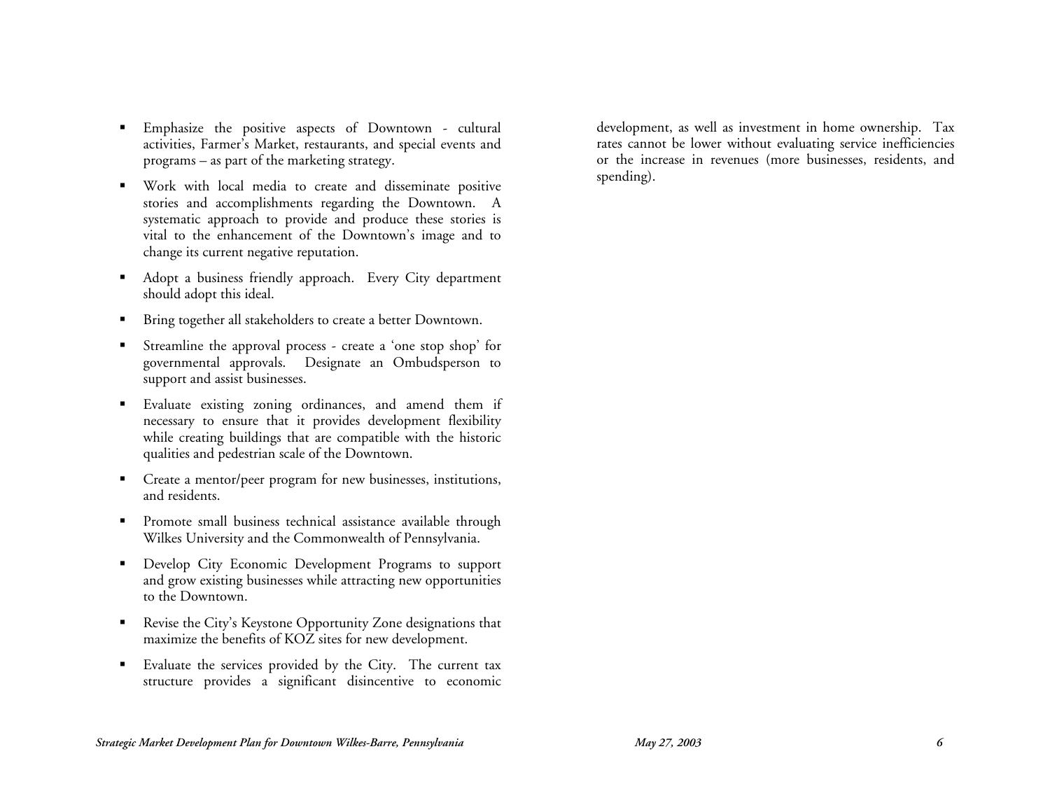- Emphasize the positive aspects of Downtown - cultural activities, Farmer's Market, restaurants, and special events and programs – as part of the marketing strategy.
- Work with local media to create and disseminate positive stories and accomplishments regarding the Downtown. A systematic approach to provide and produce these stories is vital to the enhancement of the Downtown's image and to change its current negative reputation.
- Adopt a business friendly approach. Every City department should adopt this ideal.
- Bring together all stakeholders to create a better Downtown.
- Streamline the approval process - create a 'one stop shop' for governmental approvals. Designate an Ombudsperson to support and assist businesses.
- Evaluate existing zoning ordinances, and amend them if necessary to ensure that it provides development flexibility while creating buildings that are compatible with the historic qualities and pedestrian scale of the Downtown.
- Create a mentor/peer program for new businesses, institutions, and residents.
- Promote small business technical assistance available through Wilkes University and the Commonwealth of Pennsylvania.
- Develop City Economic Development Programs to support and grow existing businesses while attracting new opportunities to the Downtown.
- Revise the City's Keystone Opportunity Zone designations that maximize the benefits of KOZ sites for new development.
- Evaluate the services provided by the City. The current tax structure provides a significant disincentive to economic development, as well as investment in home ownership. Tax rates cannot be lower without evaluating service inefficiencies or the increase in revenues (more businesses, residents, and spending).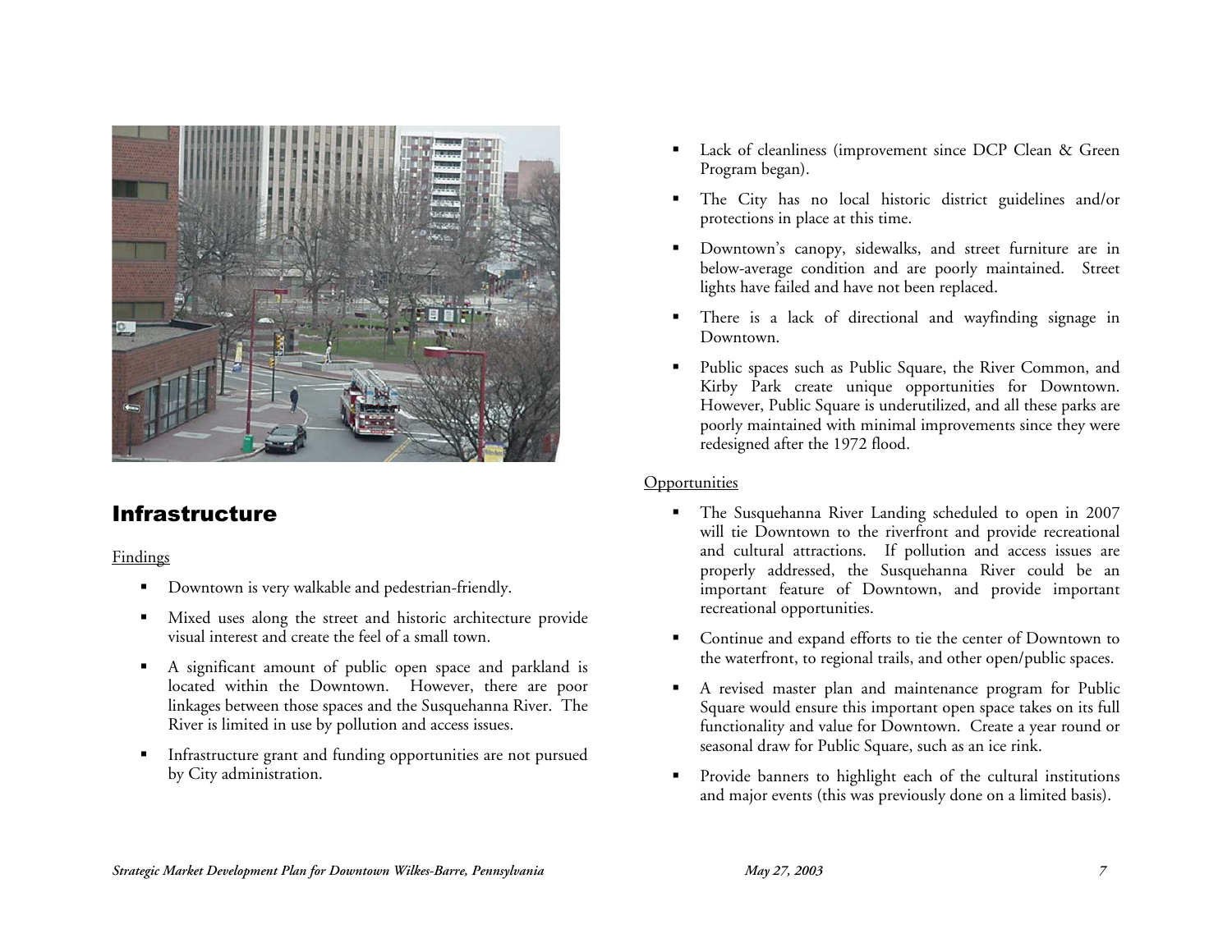## Infrastructure

Findings

- Downtown is very walkable and pedestrian-friendly.
- Mixed uses along the street and historic architecture provide visual interest and create the feel of a small town.
- A significant amount of public open space and parkland is located within the Downtown. However, there are poor linkages between those spaces and the Susquehanna River. The River is limited in use by pollution and access issues.
- Infrastructure grant and funding opportunities are not pursued by City administration.
- Lack of cleanliness (improvement since DCP Clean & Green Program began).
- The City has no local historic district guidelines and/or protections in place at this time.
- Downtown's canopy, sidewalks, and street furniture are in below-average condition and are poorly maintained. Street lights have failed and have not been replaced.
- There is a lack of directional and wayfinding signage in Downtown.
- Public spaces such as Public Square, the River Common, and Kirby Park create unique opportunities for Downtown. However, Public Square is underutilized, and all these parks are poorly maintained with minimal improvements since they were redesigned after the 1972 flood.

Opportunities

- The Susquehanna River Landing scheduled to open in 2007 will tie Downtown to the riverfront and provide recreational and cultural attractions. If pollution and access issues are properly addressed, the Susquehanna River could be an important feature of Downtown, and provide important recreational opportunities.
- Continue and expand efforts to tie the center of Downtown to the waterfront, to regional trails, and other open/public spaces.
- A revised master plan and maintenance program for Public Square would ensure this important open space takes on its full functionality and value for Downtown. Create a year round or seasonal draw for Public Square, such as an ice rink.
- Provide banners to highlight each of the cultural institutions and major events (this was previously done on a limited basis).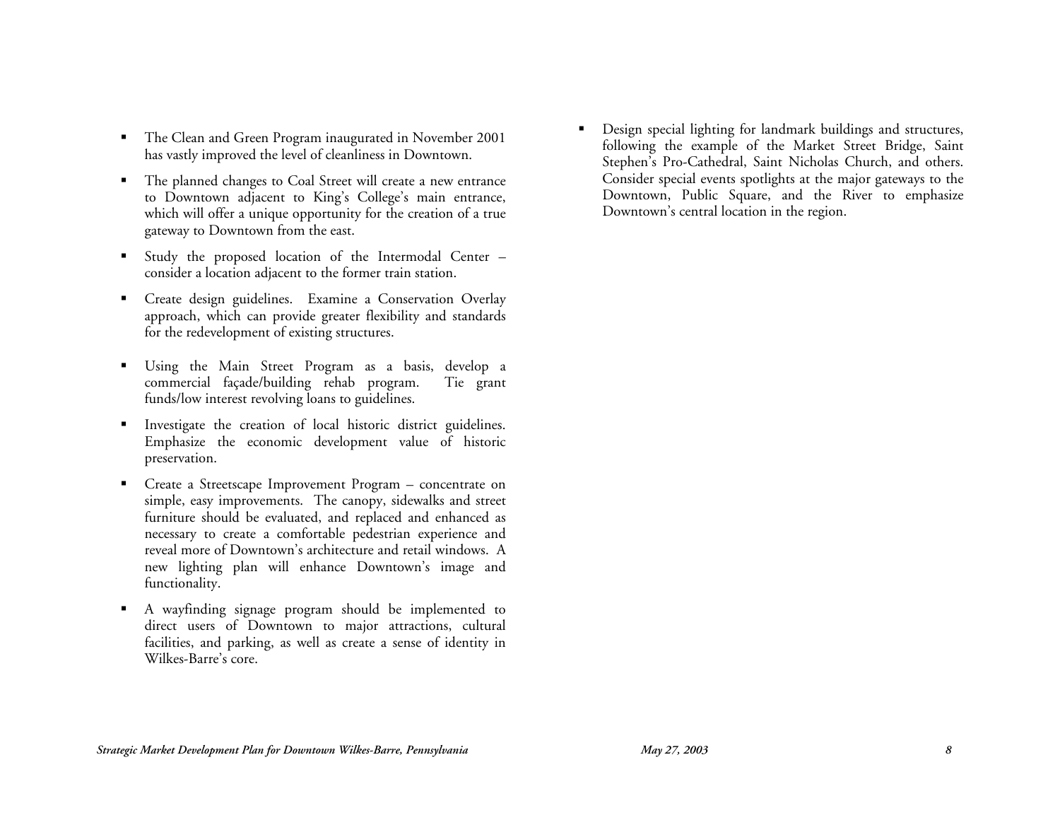- The Clean and Green Program inaugurated in November 2001 has vastly improved the level of cleanliness in Downtown.
- The planned changes to Coal Street will create a new entrance to Downtown adjacent to King's College's main entrance, which will offer a unique opportunity for the creation of a true gateway to Downtown from the east.
- Study the proposed location of the Intermodal Center – consider a location adjacent to the former train station.
- Create design guidelines. Examine a Conservation Overlay approach, which can provide greater flexibility and standards for the redevelopment of existing structures.
- Using the Main Street Program as a basis, develop a commercial façade/building rehab program. Tie grant funds/low interest revolving loans to guidelines.
- Investigate the creation of local historic district guidelines. Emphasize the economic development value of historic preservation.
- Create a Streetscape Improvement Program – concentrate on simple, easy improvements. The canopy, sidewalks and street furniture should be evaluated, and replaced and enhanced as necessary to create a comfortable pedestrian experience and reveal more of Downtown's architecture and retail windows. A new lighting plan will enhance Downtown's image and functionality.
- A wayfinding signage program should be implemented to direct users of Downtown to major attractions, cultural facilities, and parking, as well as create a sense of identity in Wilkes-Barre's core.
- Design special lighting for landmark buildings and structures, following the example of the Market Street Bridge, Saint Stephen's Pro-Cathedral, Saint Nicholas Church, and others. Consider special events spotlights at the major gateways to the Downtown, Public Square, and the River to emphasize Downtown's central location in the region.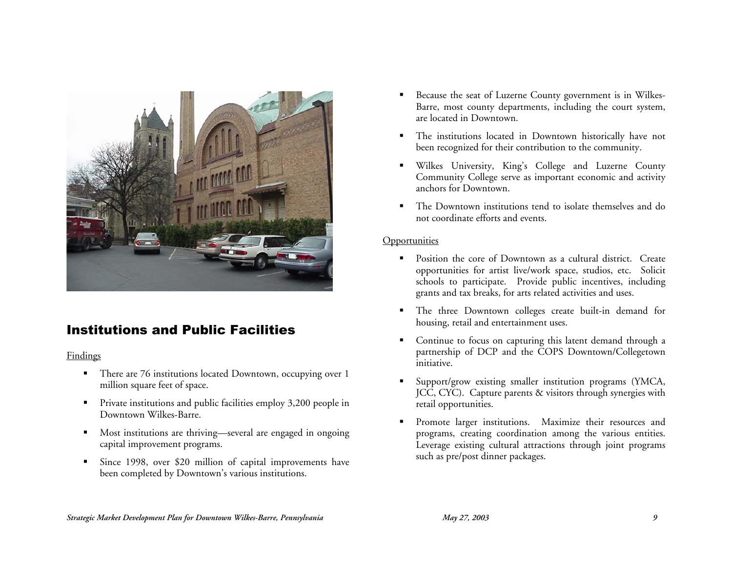## Institutions and Public Facilities

Findings

- There are 76 institutions located Downtown, occupying over 1 million square feet of space.
- Private institutions and public facilities employ 3,200 people in Downtown Wilkes-Barre.
- Most institutions are thriving—several are engaged in ongoing capital improvement programs.
- Since 1998, over $20 million of capital improvements have been completed by Downtown's various institutions.
- Because the seat of Luzerne County government is in Wilkes-Barre, most county departments, including the court system, are located in Downtown.
- The institutions located in Downtown historically have not been recognized for their contribution to the community.
- Wilkes University, King's College and Luzerne County Community College serve as important economic and activity anchors for Downtown.
- The Downtown institutions tend to isolate themselves and do not coordinate efforts and events.

Opportunities

- Position the core of Downtown as a cultural district. Create opportunities for artist live/work space, studios, etc. Solicit schools to participate. Provide public incentives, including grants and tax breaks, for arts related activities and uses.
- The three Downtown colleges create built-in demand for housing, retail and entertainment uses.
- Continue to focus on capturing this latent demand through a partnership of DCP and the COPS Downtown/Collegetown initiative.
- Support/grow existing smaller institution programs (YMCA, JCC, CYC). Capture parents & visitors through synergies with retail opportunities.
- Promote larger institutions. Maximize their resources and programs, creating coordination among the various entities. Leverage existing cultural attractions through joint programs such as pre/post dinner packages.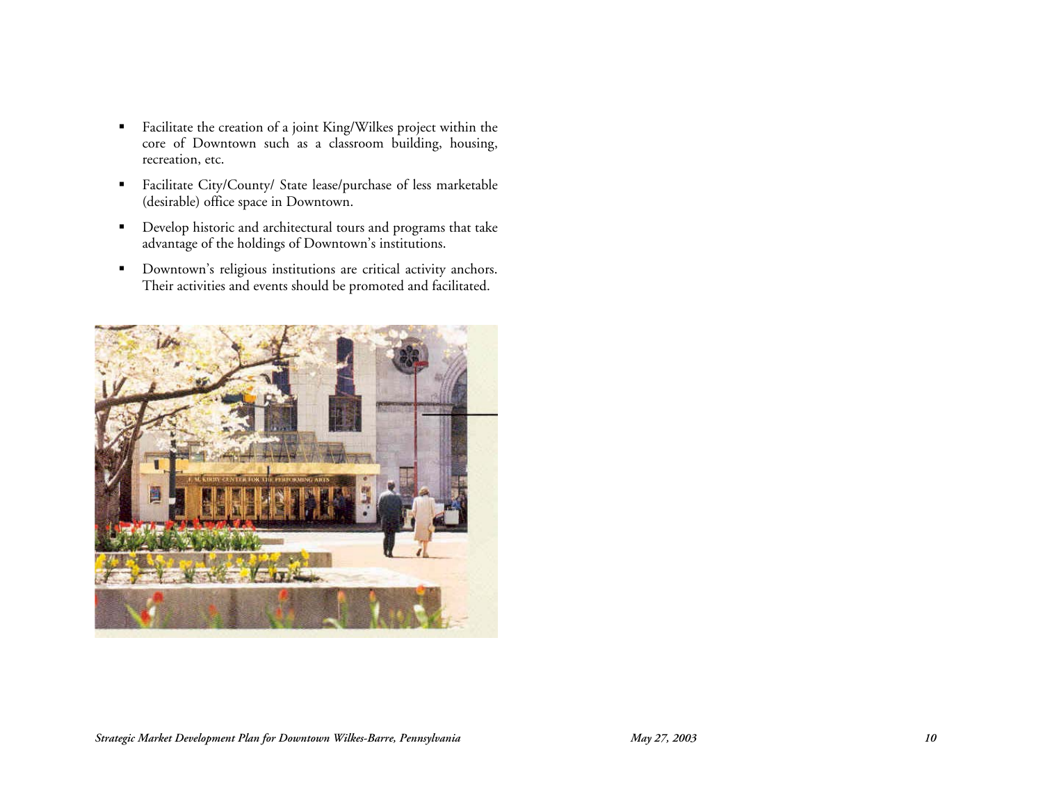- Facilitate the creation of a joint King/Wilkes project within the core of Downtown such as a classroom building, housing, recreation, etc.
- Facilitate City/County/ State lease/purchase of less marketable (desirable) office space in Downtown.
- Develop historic and architectural tours and programs that take advantage of the holdings of Downtown's institutions.
- Downtown's religious institutions are critical activity anchors. Their activities and events should be promoted and facilitated.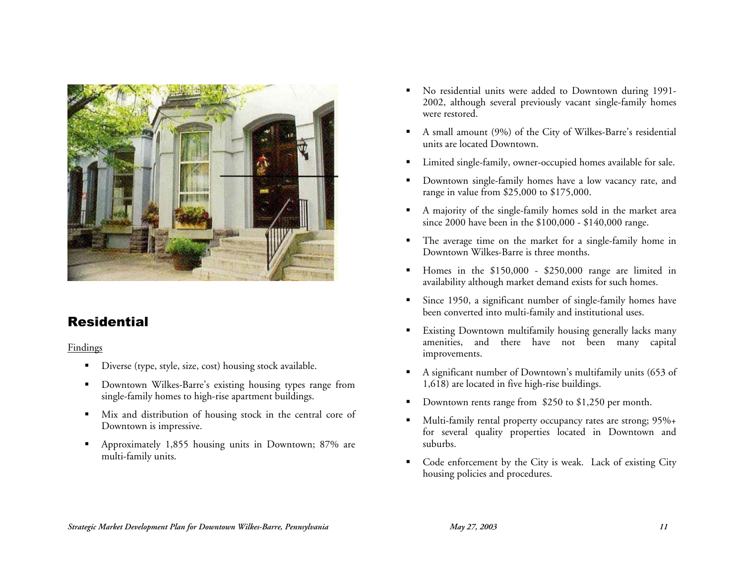## Residential

Findings

- Diverse (type, style, size, cost) housing stock available.
- Downtown Wilkes-Barre's existing housing types range from single-family homes to high-rise apartment buildings.
- Mix and distribution of housing stock in the central core of Downtown is impressive.
- Approximately 1,855 housing units in Downtown; 87% are multi-family units.
- No residential units were added to Downtown during 1991-2002, although several previously vacant single-family homes were restored.
- A small amount (9%) of the City of Wilkes-Barre's residential units are located Downtown.
- Limited single-family, owner-occupied homes available for sale.
- Downtown single-family homes have a low vacancy rate, and range in value from $25,000 to $175,000.
- A majority of the single-family homes sold in the market area since 2000 have been in the $100,000 - $140,000 range.
- The average time on the market for a single-family home in Downtown Wilkes-Barre is three months.
- Homes in the $150,000 - $250,000 range are limited in availability although market demand exists for such homes.
- Since 1950, a significant number of single-family homes have been converted into multi-family and institutional uses.
- Existing Downtown multifamily housing generally lacks many amenities, and there have not been many capital improvements.
- A significant number of Downtown's multifamily units (653 of 1,618) are located in five high-rise buildings.
- Downtown rents range from $250 to $1,250 per month.
- Multi-family rental property occupancy rates are strong; 95%+ for several quality properties located in Downtown and suburbs.
- Code enforcement by the City is weak. Lack of existing City housing policies and procedures.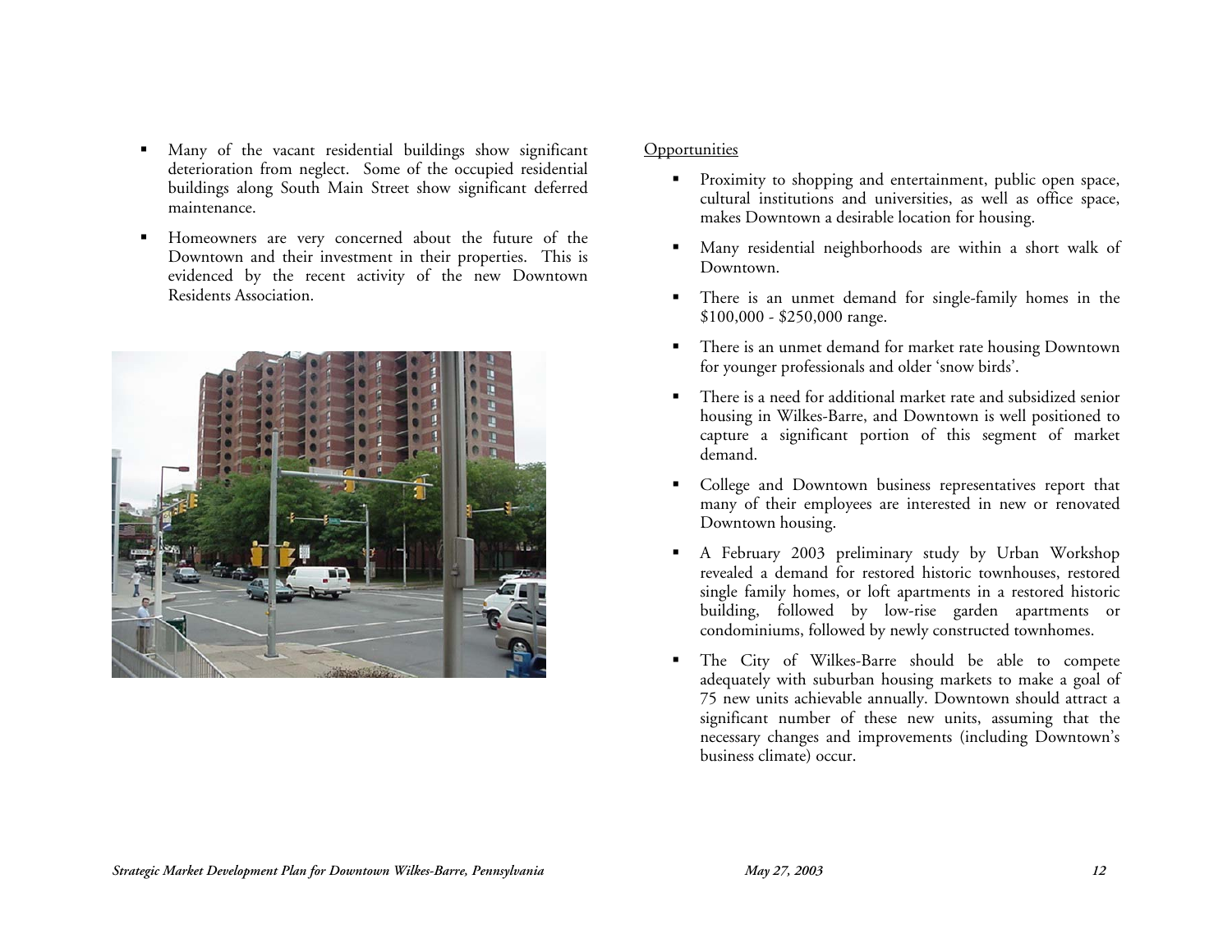- Many of the vacant residential buildings show significant deterioration from neglect. Some of the occupied residential buildings along South Main Street show significant deferred maintenance.
- Homeowners are very concerned about the future of the Downtown and their investment in their properties. This is evidenced by the recent activity of the new Downtown Residents Association.

Opportunities

- Proximity to shopping and entertainment, public open space, cultural institutions and universities, as well as office space, makes Downtown a desirable location for housing.
- Many residential neighborhoods are within a short walk of Downtown.
- There is an unmet demand for single-family homes in the \$100,000 - \$250,000 range.
- There is an unmet demand for market rate housing Downtown for younger professionals and older 'snow birds'.
- There is a need for additional market rate and subsidized senior housing in Wilkes-Barre, and Downtown is well positioned to capture a significant portion of this segment of market demand.
- College and Downtown business representatives report that many of their employees are interested in new or renovated Downtown housing.
- A February 2003 preliminary study by Urban Workshop revealed a demand for restored historic townhouses, restored single family homes, or loft apartments in a restored historic building, followed by low-rise garden apartments or condominiums, followed by newly constructed townhomes.
- The City of Wilkes-Barre should be able to compete adequately with suburban housing markets to make a goal of 75 new units achievable annually. Downtown should attract a significant number of these new units, assuming that the necessary changes and improvements (including Downtown's business climate) occur.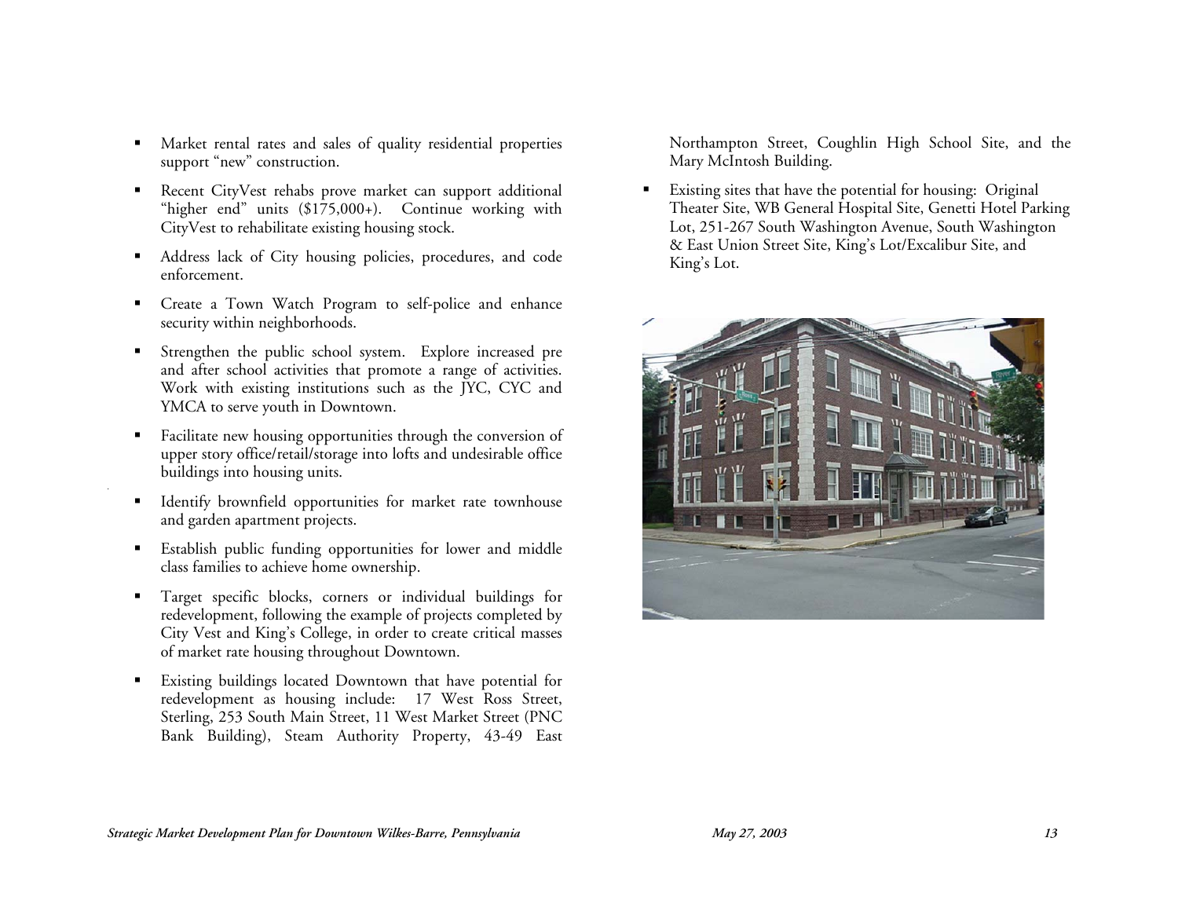- Market rental rates and sales of quality residential properties support "new" construction.
- Recent CityVest rehabs prove market can support additional "higher end" units ($175,000+). Continue working with CityVest to rehabilitate existing housing stock.
- Address lack of City housing policies, procedures, and code enforcement.
- Create a Town Watch Program to self-police and enhance security within neighborhoods.
- Strengthen the public school system. Explore increased pre and after school activities that promote a range of activities. Work with existing institutions such as the JYC, CYC and YMCA to serve youth in Downtown.
- Facilitate new housing opportunities through the conversion of upper story office/retail/storage into lofts and undesirable office buildings into housing units.
- Identify brownfield opportunities for market rate townhouse and garden apartment projects.
- Establish public funding opportunities for lower and middle class families to achieve home ownership.
- Target specific blocks, corners or individual buildings for redevelopment, following the example of projects completed by City Vest and King's College, in order to create critical masses of market rate housing throughout Downtown.
- Existing buildings located Downtown that have potential for redevelopment as housing include: 17 West Ross Street, Sterling, 253 South Main Street, 11 West Market Street (PNC Bank Building), Steam Authority Property, 43-49 East Northampton Street, Coughlin High School Site, and the Mary McIntosh Building.
- Existing sites that have the potential for housing: Original Theater Site, WB General Hospital Site, Genetti Hotel Parking Lot, 251-267 South Washington Avenue, South Washington & East Union Street Site, King's Lot/Excalibur Site, and King's Lot.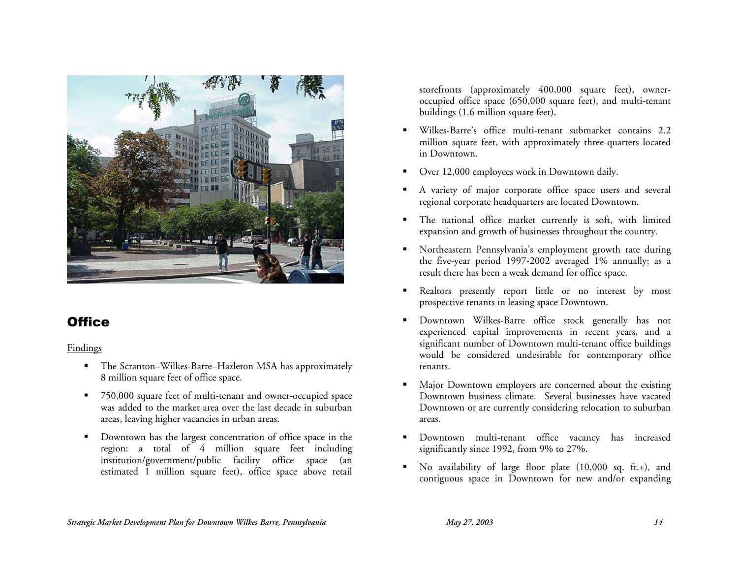## Office

Findings

- The Scranton–Wilkes-Barre–Hazleton MSA has approximately 8 million square feet of office space.
- 750,000 square feet of multi-tenant and owner-occupied space was added to the market area over the last decade in suburban areas, leaving higher vacancies in urban areas.
- Downtown has the largest concentration of office space in the region: a total of 4 million square feet including institution/government/public facility office space (an estimated 1 million square feet), office space above retail storefronts (approximately 400,000 square feet), owner-occupied office space (650,000 square feet), and multi-tenant buildings (1.6 million square feet).
- Wilkes-Barre's office multi-tenant submarket contains 2.2 million square feet, with approximately three-quarters located in Downtown.
- Over 12,000 employees work in Downtown daily.
- A variety of major corporate office space users and several regional corporate headquarters are located Downtown.
- The national office market currently is soft, with limited expansion and growth of businesses throughout the country.
- Northeastern Pennsylvania's employment growth rate during the five-year period 1997-2002 averaged 1% annually; as a result there has been a weak demand for office space.
- Realtors presently report little or no interest by most prospective tenants in leasing space Downtown.
- Downtown Wilkes-Barre office stock generally has not experienced capital improvements in recent years, and a significant number of Downtown multi-tenant office buildings would be considered undesirable for contemporary office tenants.
- Major Downtown employers are concerned about the existing Downtown business climate. Several businesses have vacated Downtown or are currently considering relocation to suburban areas.
- Downtown multi-tenant office vacancy has increased significantly since 1992, from 9% to 27%.
- No availability of large floor plate (10,000 sq. ft.+), and contiguous space in Downtown for new and/or expanding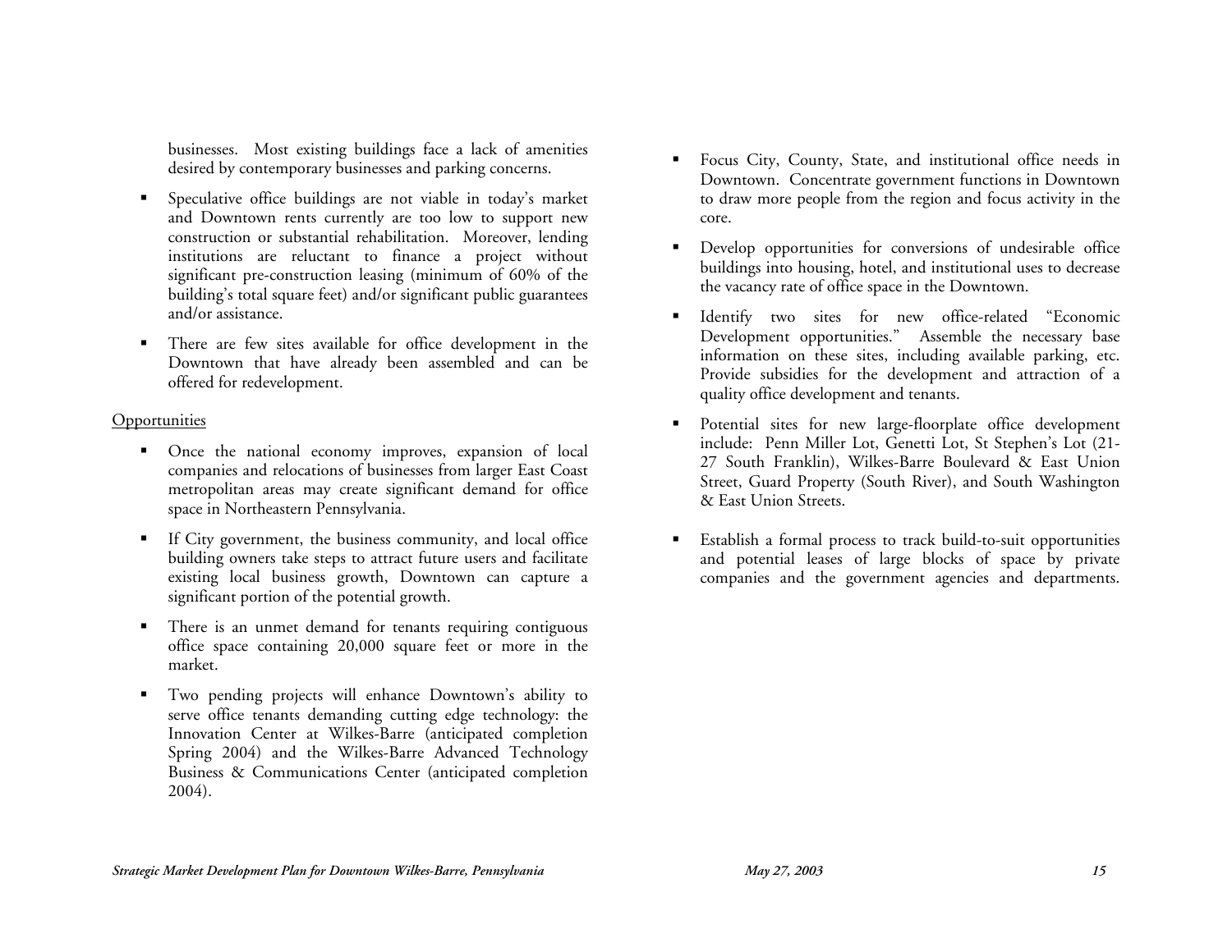businesses. Most existing buildings face a lack of amenities desired by contemporary businesses and parking concerns.

- Speculative office buildings are not viable in today's market and Downtown rents currently are too low to support new construction or substantial rehabilitation. Moreover, lending institutions are reluctant to finance a project without significant pre-construction leasing (minimum of 60% of the building's total square feet) and/or significant public guarantees and/or assistance.
- There are few sites available for office development in the Downtown that have already been assembled and can be offered for redevelopment.

Opportunities

- Once the national economy improves, expansion of local companies and relocations of businesses from larger East Coast metropolitan areas may create significant demand for office space in Northeastern Pennsylvania.
- If City government, the business community, and local office building owners take steps to attract future users and facilitate existing local business growth, Downtown can capture a significant portion of the potential growth.
- There is an unmet demand for tenants requiring contiguous office space containing 20,000 square feet or more in the market.
- Two pending projects will enhance Downtown's ability to serve office tenants demanding cutting edge technology: the Innovation Center at Wilkes-Barre (anticipated completion Spring 2004) and the Wilkes-Barre Advanced Technology Business & Communications Center (anticipated completion 2004).
- Focus City, County, State, and institutional office needs in Downtown. Concentrate government functions in Downtown to draw more people from the region and focus activity in the core.
- Develop opportunities for conversions of undesirable office buildings into housing, hotel, and institutional uses to decrease the vacancy rate of office space in the Downtown.
- Identify two sites for new office-related "Economic Development opportunities." Assemble the necessary base information on these sites, including available parking, etc. Provide subsidies for the development and attraction of a quality office development and tenants.
- Potential sites for new large-floorplate office development include: Penn Miller Lot, Genetti Lot, St Stephen's Lot (21-27 South Franklin), Wilkes-Barre Boulevard & East Union Street, Guard Property (South River), and South Washington & East Union Streets.
- Establish a formal process to track build-to-suit opportunities and potential leases of large blocks of space by private companies and the government agencies and departments.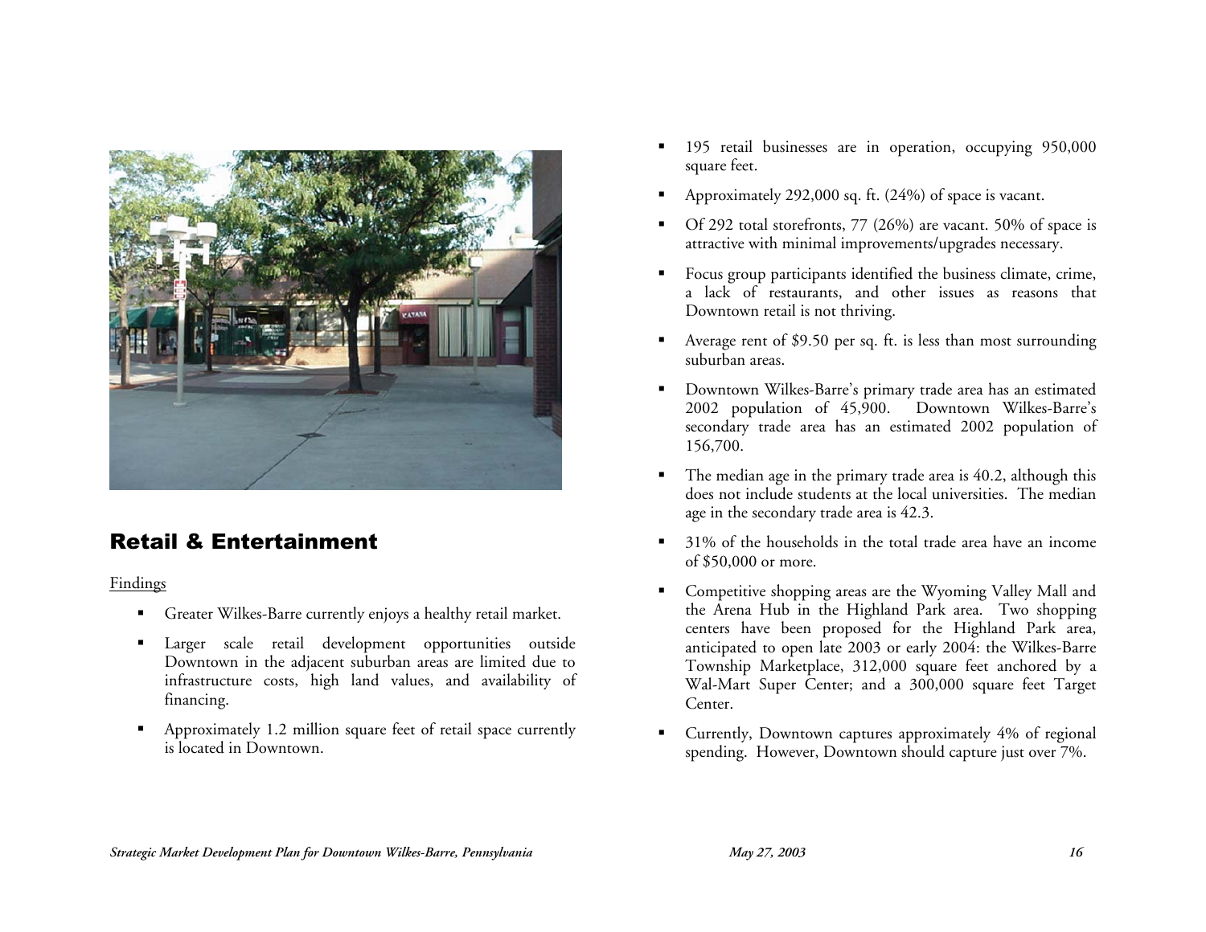## Retail & Entertainment

Findings

- Greater Wilkes-Barre currently enjoys a healthy retail market.
- Larger scale retail development opportunities outside Downtown in the adjacent suburban areas are limited due to infrastructure costs, high land values, and availability of financing.
- Approximately 1.2 million square feet of retail space currently is located in Downtown.
- 195 retail businesses are in operation, occupying 950,000 square feet.
- Approximately 292,000 sq. ft. (24%) of space is vacant.
- Of 292 total storefronts, 77 (26%) are vacant. 50% of space is attractive with minimal improvements/upgrades necessary.
- Focus group participants identified the business climate, crime, a lack of restaurants, and other issues as reasons that Downtown retail is not thriving.
- Average rent of $9.50 per sq. ft. is less than most surrounding suburban areas.
- Downtown Wilkes-Barre's primary trade area has an estimated 2002 population of 45,900. Downtown Wilkes-Barre's secondary trade area has an estimated 2002 population of 156,700.
- The median age in the primary trade area is 40.2, although this does not include students at the local universities. The median age in the secondary trade area is 42.3.
- 31% of the households in the total trade area have an income of $50,000 or more.
- Competitive shopping areas are the Wyoming Valley Mall and the Arena Hub in the Highland Park area. Two shopping centers have been proposed for the Highland Park area, anticipated to open late 2003 or early 2004: the Wilkes-Barre Township Marketplace, 312,000 square feet anchored by a Wal-Mart Super Center; and a 300,000 square feet Target Center.
- Currently, Downtown captures approximately 4% of regional spending. However, Downtown should capture just over 7%.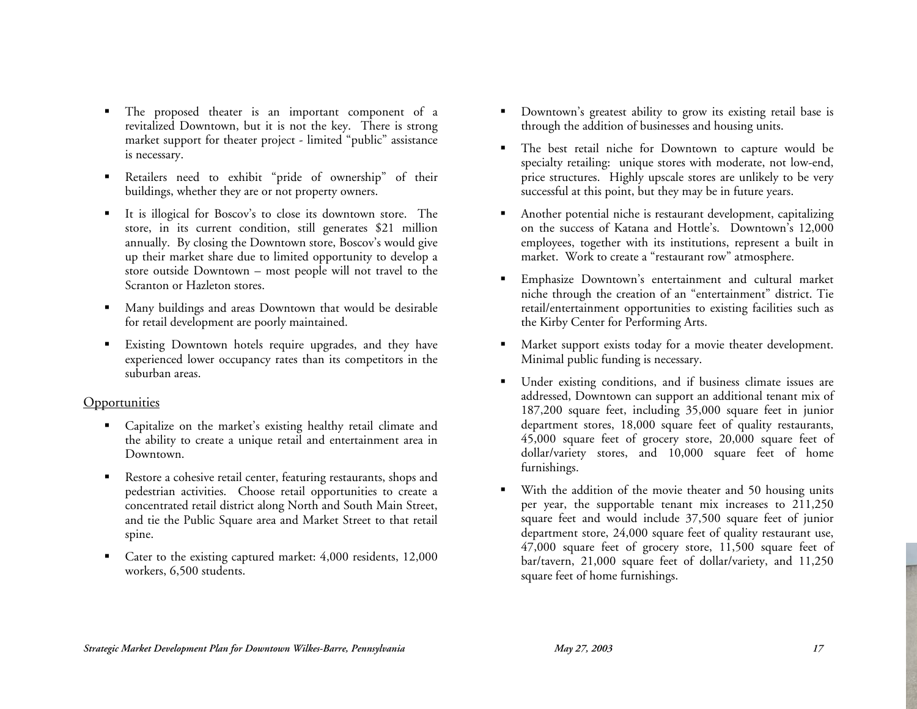- The proposed theater is an important component of a revitalized Downtown, but it is not the key. There is strong market support for theater project - limited "public" assistance is necessary.
- Retailers need to exhibit "pride of ownership" of their buildings, whether they are or not property owners.
- It is illogical for Boscov's to close its downtown store. The store, in its current condition, still generates $21 million annually. By closing the Downtown store, Boscov's would give up their market share due to limited opportunity to develop a store outside Downtown – most people will not travel to the Scranton or Hazleton stores.
- Many buildings and areas Downtown that would be desirable for retail development are poorly maintained.
- Existing Downtown hotels require upgrades, and they have experienced lower occupancy rates than its competitors in the suburban areas.

Opportunities

- Capitalize on the market's existing healthy retail climate and the ability to create a unique retail and entertainment area in Downtown.
- Restore a cohesive retail center, featuring restaurants, shops and pedestrian activities. Choose retail opportunities to create a concentrated retail district along North and South Main Street, and tie the Public Square area and Market Street to that retail spine.
- Cater to the existing captured market: 4,000 residents, 12,000 workers, 6,500 students.
- Downtown's greatest ability to grow its existing retail base is through the addition of businesses and housing units.
- The best retail niche for Downtown to capture would be specialty retailing: unique stores with moderate, not low-end, price structures. Highly upscale stores are unlikely to be very successful at this point, but they may be in future years.
- Another potential niche is restaurant development, capitalizing on the success of Katana and Hottle's. Downtown's 12,000 employees, together with its institutions, represent a built in market. Work to create a "restaurant row" atmosphere.
- Emphasize Downtown's entertainment and cultural market niche through the creation of an "entertainment" district. Tie retail/entertainment opportunities to existing facilities such as the Kirby Center for Performing Arts.
- Market support exists today for a movie theater development. Minimal public funding is necessary.
- Under existing conditions, and if business climate issues are addressed, Downtown can support an additional tenant mix of 187,200 square feet, including 35,000 square feet in junior department stores, 18,000 square feet of quality restaurants, 45,000 square feet of grocery store, 20,000 square feet of dollar/variety stores, and 10,000 square feet of home furnishings.
- With the addition of the movie theater and 50 housing units per year, the supportable tenant mix increases to 211,250 square feet and would include 37,500 square feet of junior department store, 24,000 square feet of quality restaurant use, 47,000 square feet of grocery store, 11,500 square feet of bar/tavern, 21,000 square feet of dollar/variety, and 11,250 square feet of home furnishings.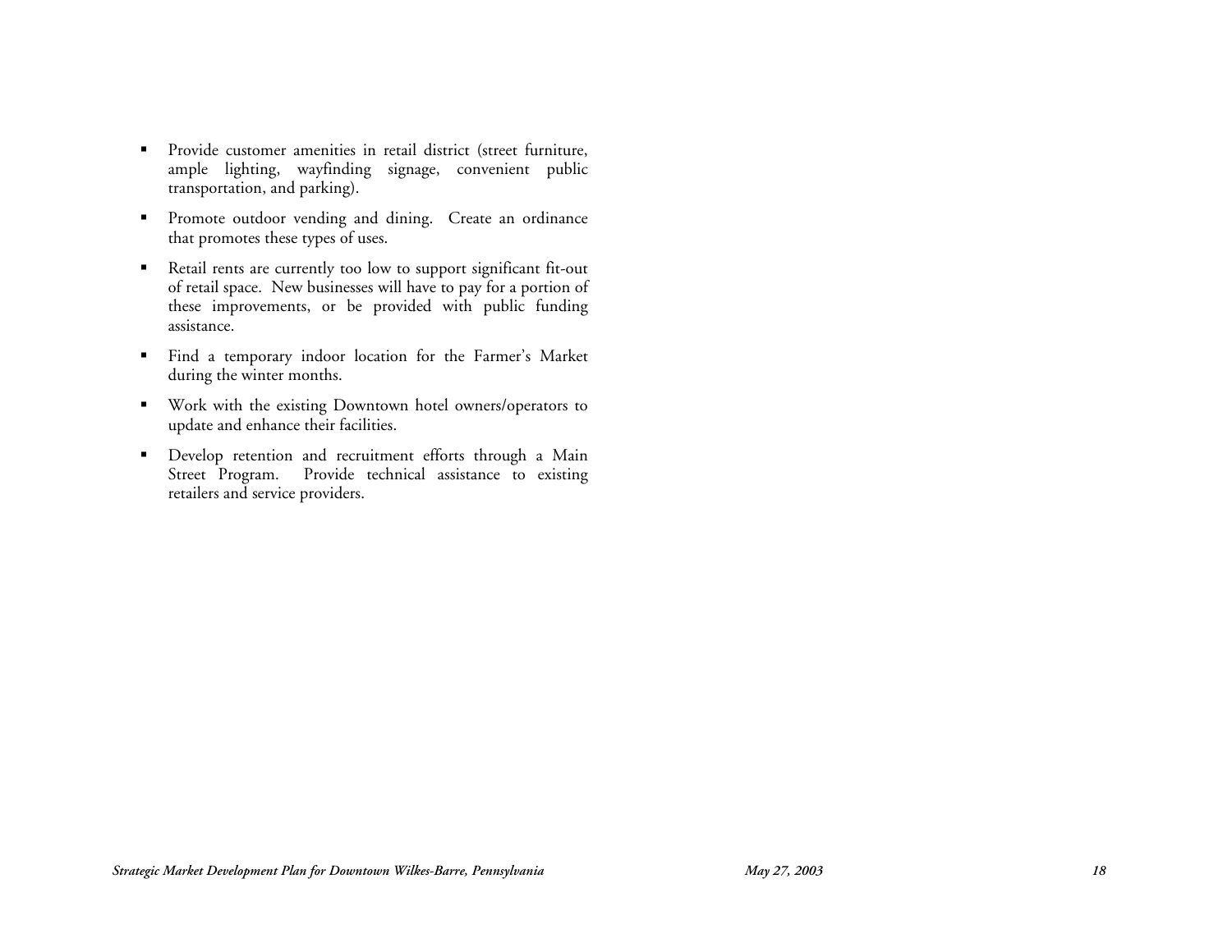- Provide customer amenities in retail district (street furniture, ample lighting, wayfinding signage, convenient public transportation, and parking).
- Promote outdoor vending and dining. Create an ordinance that promotes these types of uses.
- Retail rents are currently too low to support significant fit-out of retail space. New businesses will have to pay for a portion of these improvements, or be provided with public funding assistance.
- Find a temporary indoor location for the Farmer's Market during the winter months.
- Work with the existing Downtown hotel owners/operators to update and enhance their facilities.
- Develop retention and recruitment efforts through a Main Street Program. Provide technical assistance to existing retailers and service providers.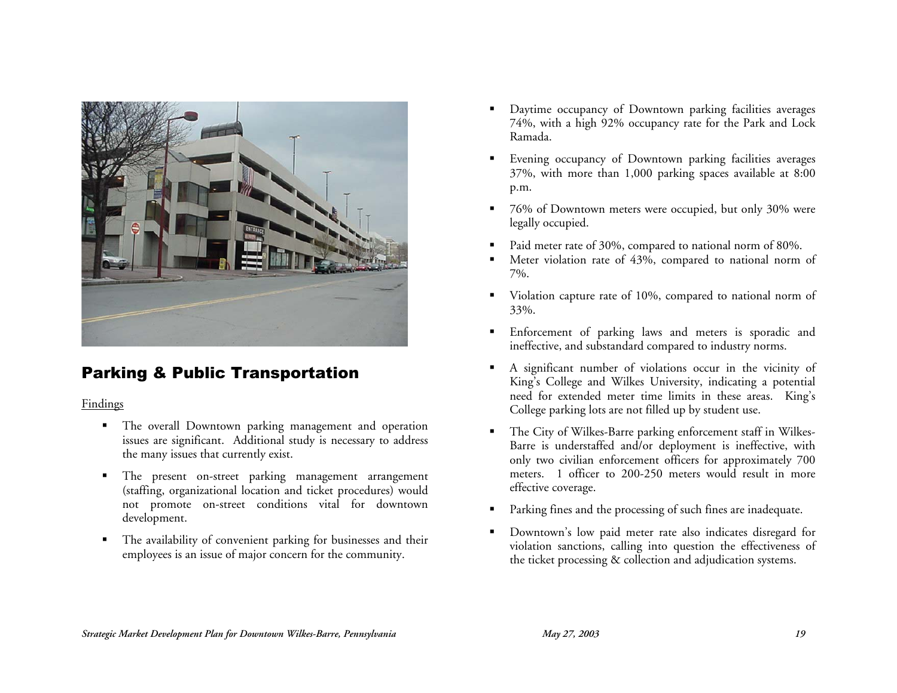## Parking & Public Transportation

Findings

- The overall Downtown parking management and operation issues are significant. Additional study is necessary to address the many issues that currently exist.
- The present on-street parking management arrangement (staffing, organizational location and ticket procedures) would not promote on-street conditions vital for downtown development.
- The availability of convenient parking for businesses and their employees is an issue of major concern for the community.
- Daytime occupancy of Downtown parking facilities averages 74%, with a high 92% occupancy rate for the Park and Lock Ramada.
- Evening occupancy of Downtown parking facilities averages 37%, with more than 1,000 parking spaces available at 8:00 p.m.
- 76% of Downtown meters were occupied, but only 30% were legally occupied.
- Paid meter rate of 30%, compared to national norm of 80%.
- Meter violation rate of 43%, compared to national norm of 7%.
- Violation capture rate of 10%, compared to national norm of 33%.
- Enforcement of parking laws and meters is sporadic and ineffective, and substandard compared to industry norms.
- A significant number of violations occur in the vicinity of King's College and Wilkes University, indicating a potential need for extended meter time limits in these areas. King's College parking lots are not filled up by student use.
- The City of Wilkes-Barre parking enforcement staff in Wilkes-Barre is understaffed and/or deployment is ineffective, with only two civilian enforcement officers for approximately 700 meters. 1 officer to 200-250 meters would result in more effective coverage.
- Parking fines and the processing of such fines are inadequate.
- Downtown's low paid meter rate also indicates disregard for violation sanctions, calling into question the effectiveness of the ticket processing & collection and adjudication systems.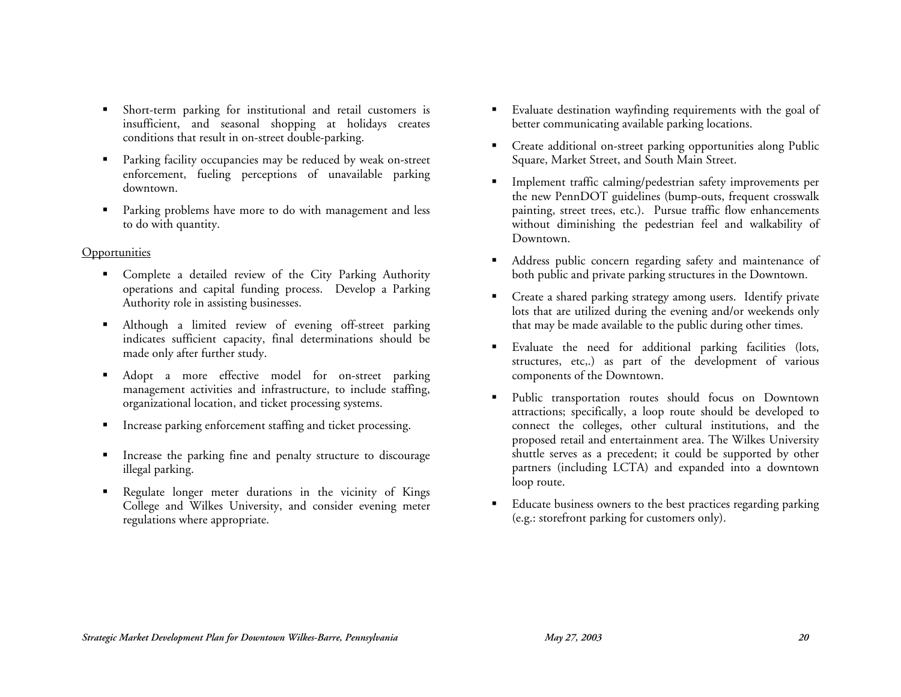- Short-term parking for institutional and retail customers is insufficient, and seasonal shopping at holidays creates conditions that result in on-street double-parking.
- Parking facility occupancies may be reduced by weak on-street enforcement, fueling perceptions of unavailable parking downtown.
- Parking problems have more to do with management and less to do with quantity.

Opportunities

- Complete a detailed review of the City Parking Authority operations and capital funding process. Develop a Parking Authority role in assisting businesses.
- Although a limited review of evening off-street parking indicates sufficient capacity, final determinations should be made only after further study.
- Adopt a more effective model for on-street parking management activities and infrastructure, to include staffing, organizational location, and ticket processing systems.
- Increase parking enforcement staffing and ticket processing.
- Increase the parking fine and penalty structure to discourage illegal parking.
- Regulate longer meter durations in the vicinity of Kings College and Wilkes University, and consider evening meter regulations where appropriate.
- Evaluate destination wayfinding requirements with the goal of better communicating available parking locations.
- Create additional on-street parking opportunities along Public Square, Market Street, and South Main Street.
- Implement traffic calming/pedestrian safety improvements per the new PennDOT guidelines (bump-outs, frequent crosswalk painting, street trees, etc.). Pursue traffic flow enhancements without diminishing the pedestrian feel and walkability of Downtown.
- Address public concern regarding safety and maintenance of both public and private parking structures in the Downtown.
- Create a shared parking strategy among users. Identify private lots that are utilized during the evening and/or weekends only that may be made available to the public during other times.
- Evaluate the need for additional parking facilities (lots, structures, etc,.) as part of the development of various components of the Downtown.
- Public transportation routes should focus on Downtown attractions; specifically, a loop route should be developed to connect the colleges, other cultural institutions, and the proposed retail and entertainment area. The Wilkes University shuttle serves as a precedent; it could be supported by other partners (including LCTA) and expanded into a downtown loop route.
- Educate business owners to the best practices regarding parking (e.g.: storefront parking for customers only).